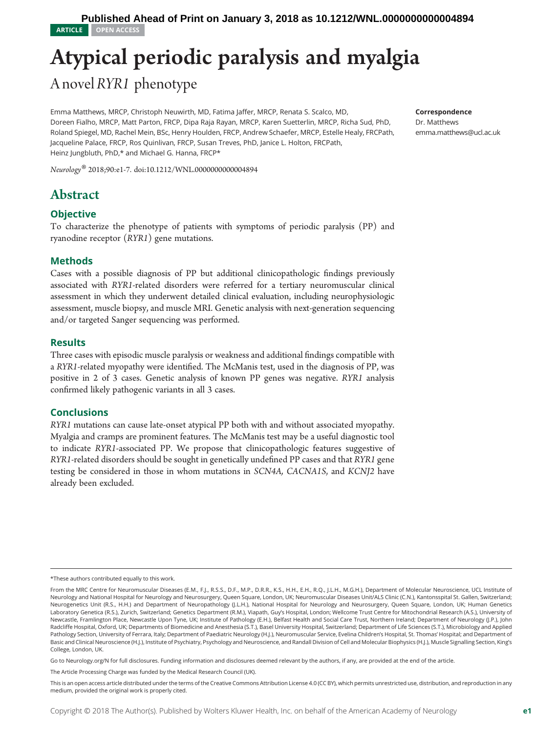Published Ahead of Print on January 3, 2018 as 10.1212/WNL.0000000000004894

ARTICLE OPEN ACCESS

# Atypical periodic paralysis and myalgia

## A novel *RYR1* phenotype

Emma Matthews, MRCP, Christoph Neuwirth, MD, Fatima Jaffer, MRCP, Renata S. Scalco, MD, Doreen Fialho, MRCP, Matt Parton, FRCP, Dipa Raja Rayan, MRCP, Karen Suetterlin, MRCP, Richa Sud, PhD, Roland Spiegel, MD, Rachel Mein, BSc, Henry Houlden, FRCP, Andrew Schaefer, MRCP, Estelle Healy, FRCPath, Jacqueline Palace, FRCP, Ros Quinlivan, FRCP, Susan Treves, PhD, Janice L. Holton, FRCPath, Heinz Jungbluth, PhD,* and Michael G. Hanna, FRCP*

**Correspondence**
Dr. Matthews
emma.matthews@ucl.ac.uk

*Neurology*® 2018;90:e1-7. doi:10.1212/WNL.0000000000004894

## Abstract

### Objective

To characterize the phenotype of patients with symptoms of periodic paralysis (PP) and ryanodine receptor (*RYR1*) gene mutations.

### Methods

Cases with a possible diagnosis of PP but additional clinicopathologic findings previously associated with *RYR1*-related disorders were referred for a tertiary neuromuscular clinical assessment in which they underwent detailed clinical evaluation, including neurophysiologic assessment, muscle biopsy, and muscle MRI. Genetic analysis with next-generation sequencing and/or targeted Sanger sequencing was performed.

### Results

Three cases with episodic muscle paralysis or weakness and additional findings compatible with a *RYR1*-related myopathy were identified. The McManis test, used in the diagnosis of PP, was positive in 2 of 3 cases. Genetic analysis of known PP genes was negative. *RYR1* analysis confirmed likely pathogenic variants in all 3 cases.

### Conclusions

*RYR1* mutations can cause late-onset atypical PP both with and without associated myopathy. Myalgia and cramps are prominent features. The McManis test may be a useful diagnostic tool to indicate *RYR1*-associated PP. We propose that clinicopathologic features suggestive of *RYR1*-related disorders should be sought in genetically undefined PP cases and that *RYR1* gene testing be considered in those in whom mutations in *SCN4A, CACNA1S*, and *KCNJ2* have already been excluded.

---

*These authors contributed equally to this work.

From the MRC Centre for Neuromuscular Diseases (E.M., F.J., R.S.S., D.F., M.P., D.R.R., K.S., H.H., E.H., R.Q., J.L.H., M.G.H.), Department of Molecular Neuroscience, UCL Institute of Neurology and National Hospital for Neurology and Neurosurgery, Queen Square, London, UK; Neuromuscular Diseases Unit/ALS Clinic (C.N.), Kantonsspital St. Gallen, Switzerland; Neurogenetics Unit (R.S., H.H.) and Department of Neuropathology (J.L.H.), National Hospital for Neurology and Neurosurgery, Queen Square, London, UK; Human Genetics Laboratory Genetica (R.S.), Zurich, Switzerland; Genetics Department (R.M.), Viapath, Guy's Hospital, London; Wellcome Trust Centre for Mitochondrial Research (A.S.), University of Newcastle, Framlington Place, Newcastle Upon Tyne, UK; Institute of Pathology (E.H.), Belfast Health and Social Care Trust, Northern Ireland; Department of Neurology (J.P.), John Radcliffe Hospital, Oxford, UK; Departments of Biomedicine and Anesthesia (S.T.), Basel University Hospital, Switzerland; Department of Life Sciences (S.T.), Microbiology and Applied Pathology Section, University of Ferrara, Italy; Department of Paediatric Neurology (H.J.), Neuromuscular Service, Evelina Children's Hospital, St. Thomas' Hospital; and Department of Basic and Clinical Neuroscience (H.J.), Institute of Psychiatry, Psychology and Neuroscience, and Randall Division of Cell and Molecular Biophysics (H.J.), Muscle Signalling Section, King's College, London, UK.

Go to Neurology.org/N for full disclosures. Funding information and disclosures deemed relevant by the authors, if any, are provided at the end of the article.

The Article Processing Charge was funded by the Medical Research Council (UK).

This is an open access article distributed under the terms of the Creative Commons Attribution License 4.0 (CC BY), which permits unrestricted use, distribution, and reproduction in any medium, provided the original work is properly cited.

Copyright © 2018 The Author(s). Published by Wolters Kluwer Health, Inc. on behalf of the American Academy of Neurology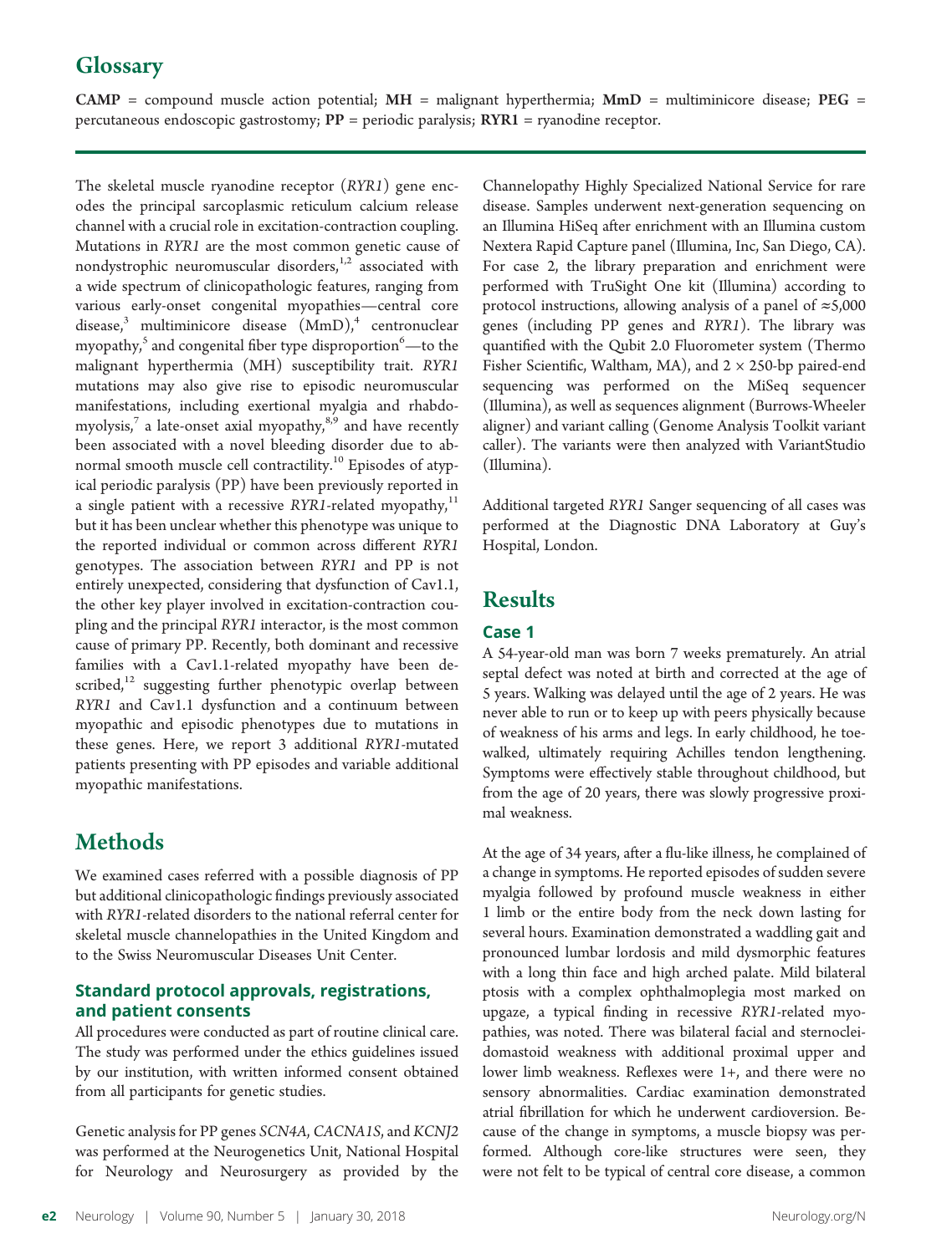## Glossary

**CAMP** = compound muscle action potential; **MH** = malignant hyperthermia; **MmD** = multiminicore disease; **PEG** = percutaneous endoscopic gastrostomy; **PP** = periodic paralysis; **RYR1** = ryanodine receptor.

The skeletal muscle ryanodine receptor (*RYR1*) gene encodes the principal sarcoplasmic reticulum calcium release channel with a crucial role in excitation-contraction coupling. Mutations in *RYR1* are the most common genetic cause of nondystrophic neuromuscular disorders,[1,2] associated with a wide spectrum of clinicopathologic features, ranging from various early-onset congenital myopathies—central core disease,[3] multiminicore disease (MmD),[4] centronuclear myopathy,[5] and congenital fiber type disproportion[6]—to the malignant hyperthermia (MH) susceptibility trait. *RYR1* mutations may also give rise to episodic neuromuscular manifestations, including exertional myalgia and rhabdomyolysis,[7] a late-onset axial myopathy,[8,9] and have recently been associated with a novel bleeding disorder due to abnormal smooth muscle cell contractility.[10] Episodes of atypical periodic paralysis (PP) have been previously reported in a single patient with a recessive *RYR1*-related myopathy,[11] but it has been unclear whether this phenotype was unique to the reported individual or common across different *RYR1* genotypes. The association between *RYR1* and PP is not entirely unexpected, considering that dysfunction of Cav1.1, the other key player involved in excitation-contraction coupling and the principal *RYR1* interactor, is the most common cause of primary PP. Recently, both dominant and recessive families with a Cav1.1-related myopathy have been described,[12] suggesting further phenotypic overlap between *RYR1* and Cav1.1 dysfunction and a continuum between myopathic and episodic phenotypes due to mutations in these genes. Here, we report 3 additional *RYR1*-mutated patients presenting with PP episodes and variable additional myopathic manifestations.

## Methods

We examined cases referred with a possible diagnosis of PP but additional clinicopathologic findings previously associated with *RYR1*-related disorders to the national referral center for skeletal muscle channelopathies in the United Kingdom and to the Swiss Neuromuscular Diseases Unit Center.

### Standard protocol approvals, registrations, and patient consents

All procedures were conducted as part of routine clinical care. The study was performed under the ethics guidelines issued by our institution, with written informed consent obtained from all participants for genetic studies.

Genetic analysis for PP genes *SCN4A*, *CACNA1S*, and *KCNJ2* was performed at the Neurogenetics Unit, National Hospital for Neurology and Neurosurgery as provided by the Channelopathy Highly Specialized National Service for rare disease. Samples underwent next-generation sequencing on an Illumina HiSeq after enrichment with an Illumina custom Nextera Rapid Capture panel (Illumina, Inc, San Diego, CA). For case 2, the library preparation and enrichment were performed with TruSight One kit (Illumina) according to protocol instructions, allowing analysis of a panel of ≈5,000 genes (including PP genes and *RYR1*). The library was quantified with the Qubit 2.0 Fluorometer system (Thermo Fisher Scientific, Waltham, MA), and 2 × 250-bp paired-end sequencing was performed on the MiSeq sequencer (Illumina), as well as sequences alignment (Burrows-Wheeler aligner) and variant calling (Genome Analysis Toolkit variant caller). The variants were then analyzed with VariantStudio (Illumina).

Additional targeted *RYR1* Sanger sequencing of all cases was performed at the Diagnostic DNA Laboratory at Guy's Hospital, London.

## Results

### Case 1

A 54-year-old man was born 7 weeks prematurely. An atrial septal defect was noted at birth and corrected at the age of 5 years. Walking was delayed until the age of 2 years. He was never able to run or to keep up with peers physically because of weakness of his arms and legs. In early childhood, he toe-walked, ultimately requiring Achilles tendon lengthening. Symptoms were effectively stable throughout childhood, but from the age of 20 years, there was slowly progressive proximal weakness.

At the age of 34 years, after a flu-like illness, he complained of a change in symptoms. He reported episodes of sudden severe myalgia followed by profound muscle weakness in either 1 limb or the entire body from the neck down lasting for several hours. Examination demonstrated a waddling gait and pronounced lumbar lordosis and mild dysmorphic features with a long thin face and high arched palate. Mild bilateral ptosis with a complex ophthalmoplegia most marked on upgaze, a typical finding in recessive *RYR1*-related myopathies, was noted. There was bilateral facial and sternocleidomastoid weakness with additional proximal upper and lower limb weakness. Reflexes were 1+, and there were no sensory abnormalities. Cardiac examination demonstrated atrial fibrillation for which he underwent cardioversion. Because of the change in symptoms, a muscle biopsy was performed. Although core-like structures were seen, they were not felt to be typical of central core disease, a common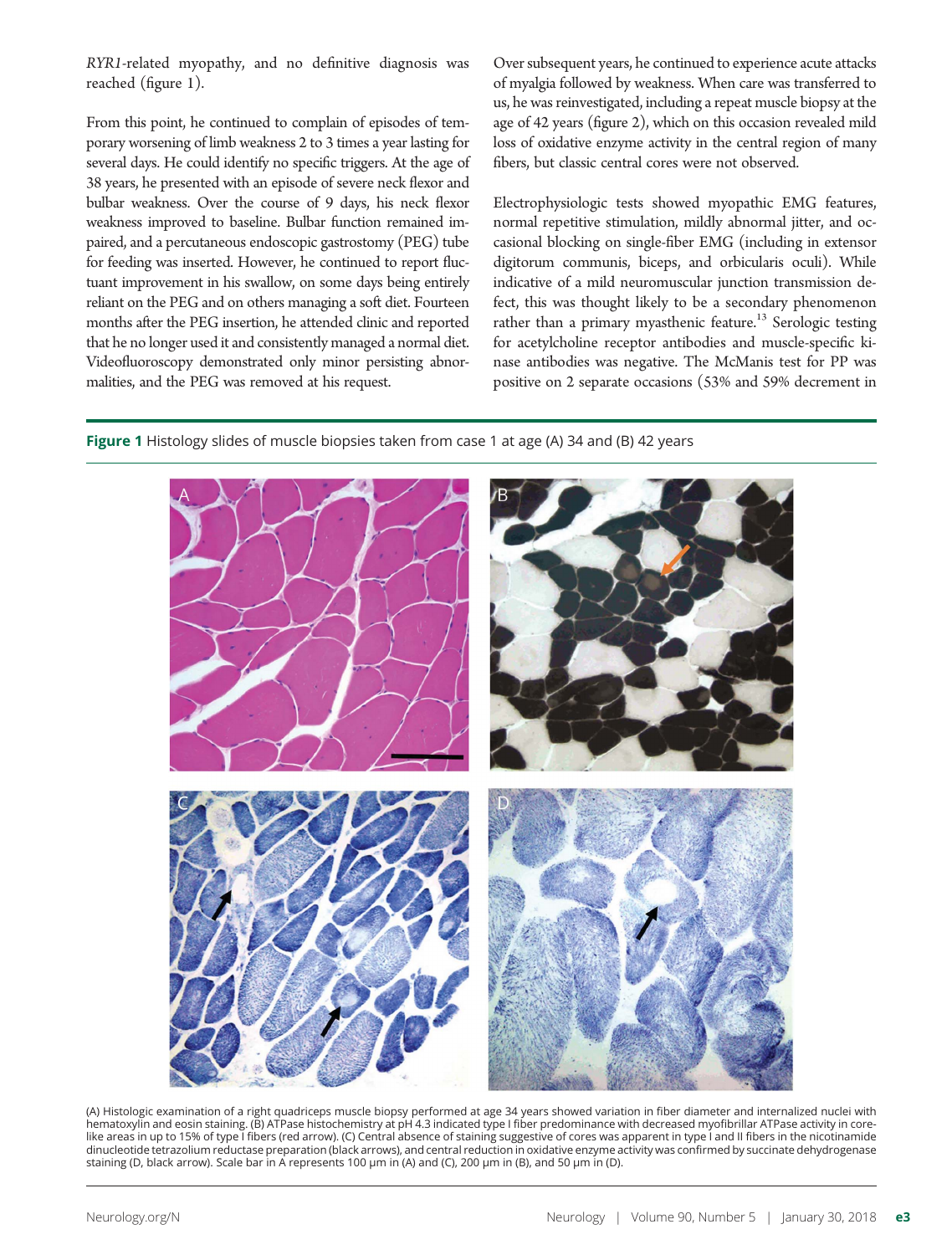*RYR1*-related myopathy, and no definitive diagnosis was reached (figure 1).

From this point, he continued to complain of episodes of temporary worsening of limb weakness 2 to 3 times a year lasting for several days. He could identify no specific triggers. At the age of 38 years, he presented with an episode of severe neck flexor and bulbar weakness. Over the course of 9 days, his neck flexor weakness improved to baseline. Bulbar function remained impaired, and a percutaneous endoscopic gastrostomy (PEG) tube for feeding was inserted. However, he continued to report fluctuant improvement in his swallow, on some days being entirely reliant on the PEG and on others managing a soft diet. Fourteen months after the PEG insertion, he attended clinic and reported that he no longer used it and consistently managed a normal diet. Videofluoroscopy demonstrated only minor persisting abnormalities, and the PEG was removed at his request.

Over subsequent years, he continued to experience acute attacks of myalgia followed by weakness. When care was transferred to us, he was reinvestigated, including a repeat muscle biopsy at the age of 42 years (figure 2), which on this occasion revealed mild loss of oxidative enzyme activity in the central region of many fibers, but classic central cores were not observed.

Electrophysiologic tests showed myopathic EMG features, normal repetitive stimulation, mildly abnormal jitter, and occasional blocking on single-fiber EMG (including in extensor digitorum communis, biceps, and orbicularis oculi). While indicative of a mild neuromuscular junction transmission defect, this was thought likely to be a secondary phenomenon rather than a primary myasthenic feature.[13] Serologic testing for acetylcholine receptor antibodies and muscle-specific kinase antibodies was negative. The McManis test for PP was positive on 2 separate occasions (53% and 59% decrement in

**Figure 1** Histology slides of muscle biopsies taken from case 1 at age (A) 34 and (B) 42 years

(A) Histologic examination of a right quadriceps muscle biopsy performed at age 34 years showed variation in fiber diameter and internalized nuclei with hematoxylin and eosin staining. (B) ATPase histochemistry at pH 4.3 indicated type I fiber predominance with decreased myofibrillar ATPase activity in core-like areas in up to 15% of type I fibers (red arrow). (C) Central absence of staining suggestive of cores was apparent in type I and II fibers in the nicotinamide dinucleotide tetrazolium reductase preparation (black arrows), and central reduction in oxidative enzyme activity was confirmed by succinate dehydrogenase staining (D, black arrow). Scale bar in A represents 100 μm in (A) and (C), 200 μm in (B), and 50 μm in (D).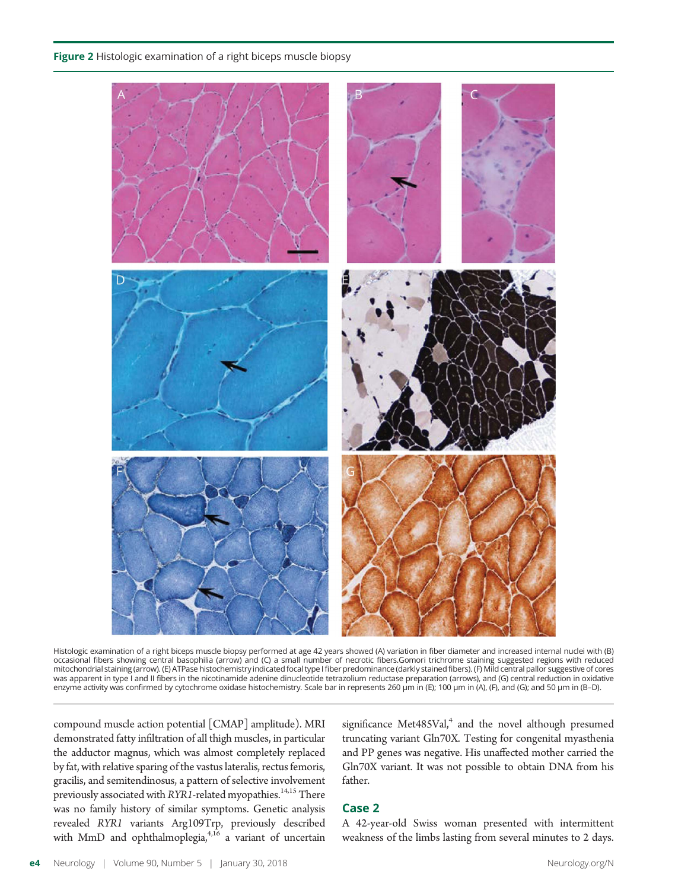**Figure 2** Histologic examination of a right biceps muscle biopsy

Histologic examination of a right biceps muscle biopsy performed at age 42 years showed (A) variation in fiber diameter and increased internal nuclei with (B) occasional fibers showing central basophilia (arrow) and (C) a small number of necrotic fibers.Gomori trichrome staining suggested regions with reduced mitochondrial staining (arrow). (E) ATPase histochemistry indicated focal type I fiber predominance (darkly stained fibers). (F) Mild central pallor suggestive of cores was apparent in type I and II fibers in the nicotinamide adenine dinucleotide tetrazolium reductase preparation (arrows), and (G) central reduction in oxidative enzyme activity was confirmed by cytochrome oxidase histochemistry. Scale bar in represents 260 μm in (E); 100 μm in (A), (F), and (G); and 50 μm in (B–D).

compound muscle action potential [CMAP] amplitude). MRI demonstrated fatty infiltration of all thigh muscles, in particular the adductor magnus, which was almost completely replaced by fat, with relative sparing of the vastus lateralis, rectus femoris, gracilis, and semitendinosus, a pattern of selective involvement previously associated with *RYR1*-related myopathies.[14,15] There was no family history of similar symptoms. Genetic analysis revealed *RYR1* variants Arg109Trp, previously described with MmD and ophthalmoplegia,[4,16] a variant of uncertain significance Met485Val,[4] and the novel although presumed truncating variant Gln70X. Testing for congenital myasthenia and PP genes was negative. His unaffected mother carried the Gln70X variant. It was not possible to obtain DNA from his father.

## Case 2

A 42-year-old Swiss woman presented with intermittent weakness of the limbs lasting from several minutes to 2 days.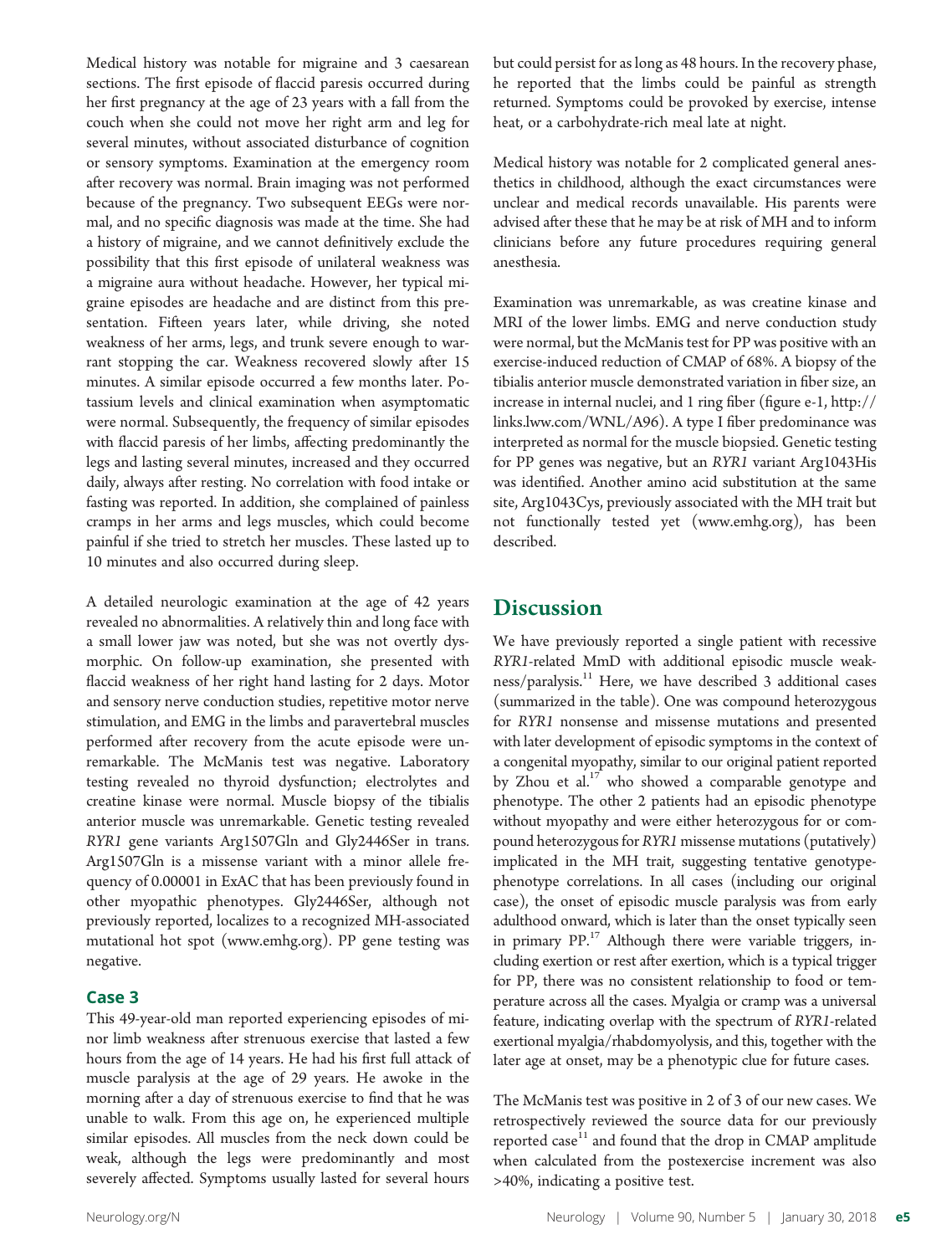Medical history was notable for migraine and 3 caesarean sections. The first episode of flaccid paresis occurred during her first pregnancy at the age of 23 years with a fall from the couch when she could not move her right arm and leg for several minutes, without associated disturbance of cognition or sensory symptoms. Examination at the emergency room after recovery was normal. Brain imaging was not performed because of the pregnancy. Two subsequent EEGs were normal, and no specific diagnosis was made at the time. She had a history of migraine, and we cannot definitively exclude the possibility that this first episode of unilateral weakness was a migraine aura without headache. However, her typical migraine episodes are headache and are distinct from this presentation. Fifteen years later, while driving, she noted weakness of her arms, legs, and trunk severe enough to warrant stopping the car. Weakness recovered slowly after 15 minutes. A similar episode occurred a few months later. Potassium levels and clinical examination when asymptomatic were normal. Subsequently, the frequency of similar episodes with flaccid paresis of her limbs, affecting predominantly the legs and lasting several minutes, increased and they occurred daily, always after resting. No correlation with food intake or fasting was reported. In addition, she complained of painless cramps in her arms and legs muscles, which could become painful if she tried to stretch her muscles. These lasted up to 10 minutes and also occurred during sleep.

A detailed neurologic examination at the age of 42 years revealed no abnormalities. A relatively thin and long face with a small lower jaw was noted, but she was not overtly dysmorphic. On follow-up examination, she presented with flaccid weakness of her right hand lasting for 2 days. Motor and sensory nerve conduction studies, repetitive motor nerve stimulation, and EMG in the limbs and paravertebral muscles performed after recovery from the acute episode were unremarkable. The McManis test was negative. Laboratory testing revealed no thyroid dysfunction; electrolytes and creatine kinase were normal. Muscle biopsy of the tibialis anterior muscle was unremarkable. Genetic testing revealed *RYR1* gene variants Arg1507Gln and Gly2446Ser in trans. Arg1507Gln is a missense variant with a minor allele frequency of 0.00001 in ExAC that has been previously found in other myopathic phenotypes. Gly2446Ser, although not previously reported, localizes to a recognized MH-associated mutational hot spot (www.emhg.org). PP gene testing was negative.

### Case 3

This 49-year-old man reported experiencing episodes of minor limb weakness after strenuous exercise that lasted a few hours from the age of 14 years. He had his first full attack of muscle paralysis at the age of 29 years. He awoke in the morning after a day of strenuous exercise to find that he was unable to walk. From this age on, he experienced multiple similar episodes. All muscles from the neck down could be weak, although the legs were predominantly and most severely affected. Symptoms usually lasted for several hours but could persist for as long as 48 hours. In the recovery phase, he reported that the limbs could be painful as strength returned. Symptoms could be provoked by exercise, intense heat, or a carbohydrate-rich meal late at night.

Medical history was notable for 2 complicated general anesthetics in childhood, although the exact circumstances were unclear and medical records unavailable. His parents were advised after these that he may be at risk of MH and to inform clinicians before any future procedures requiring general anesthesia.

Examination was unremarkable, as was creatine kinase and MRI of the lower limbs. EMG and nerve conduction study were normal, but the McManis test for PP was positive with an exercise-induced reduction of CMAP of 68%. A biopsy of the tibialis anterior muscle demonstrated variation in fiber size, an increase in internal nuclei, and 1 ring fiber (figure e-1, http://links.lww.com/WNL/A96). A type I fiber predominance was interpreted as normal for the muscle biopsied. Genetic testing for PP genes was negative, but an *RYR1* variant Arg1043His was identified. Another amino acid substitution at the same site, Arg1043Cys, previously associated with the MH trait but not functionally tested yet (www.emhg.org), has been described.

## Discussion

We have previously reported a single patient with recessive *RYR1*-related MmD with additional episodic muscle weakness/paralysis.[11] Here, we have described 3 additional cases (summarized in the table). One was compound heterozygous for *RYR1* nonsense and missense mutations and presented with later development of episodic symptoms in the context of a congenital myopathy, similar to our original patient reported by Zhou et al.[17] who showed a comparable genotype and phenotype. The other 2 patients had an episodic phenotype without myopathy and were either heterozygous for or compound heterozygous for *RYR1* missense mutations (putatively) implicated in the MH trait, suggesting tentative genotype-phenotype correlations. In all cases (including our original case), the onset of episodic muscle paralysis was from early adulthood onward, which is later than the onset typically seen in primary PP.[17] Although there were variable triggers, including exertion or rest after exertion, which is a typical trigger for PP, there was no consistent relationship to food or temperature across all the cases. Myalgia or cramp was a universal feature, indicating overlap with the spectrum of *RYR1*-related exertional myalgia/rhabdomyolysis, and this, together with the later age at onset, may be a phenotypic clue for future cases.

The McManis test was positive in 2 of 3 of our new cases. We retrospectively reviewed the source data for our previously reported case[11] and found that the drop in CMAP amplitude when calculated from the postexercise increment was also >40%, indicating a positive test.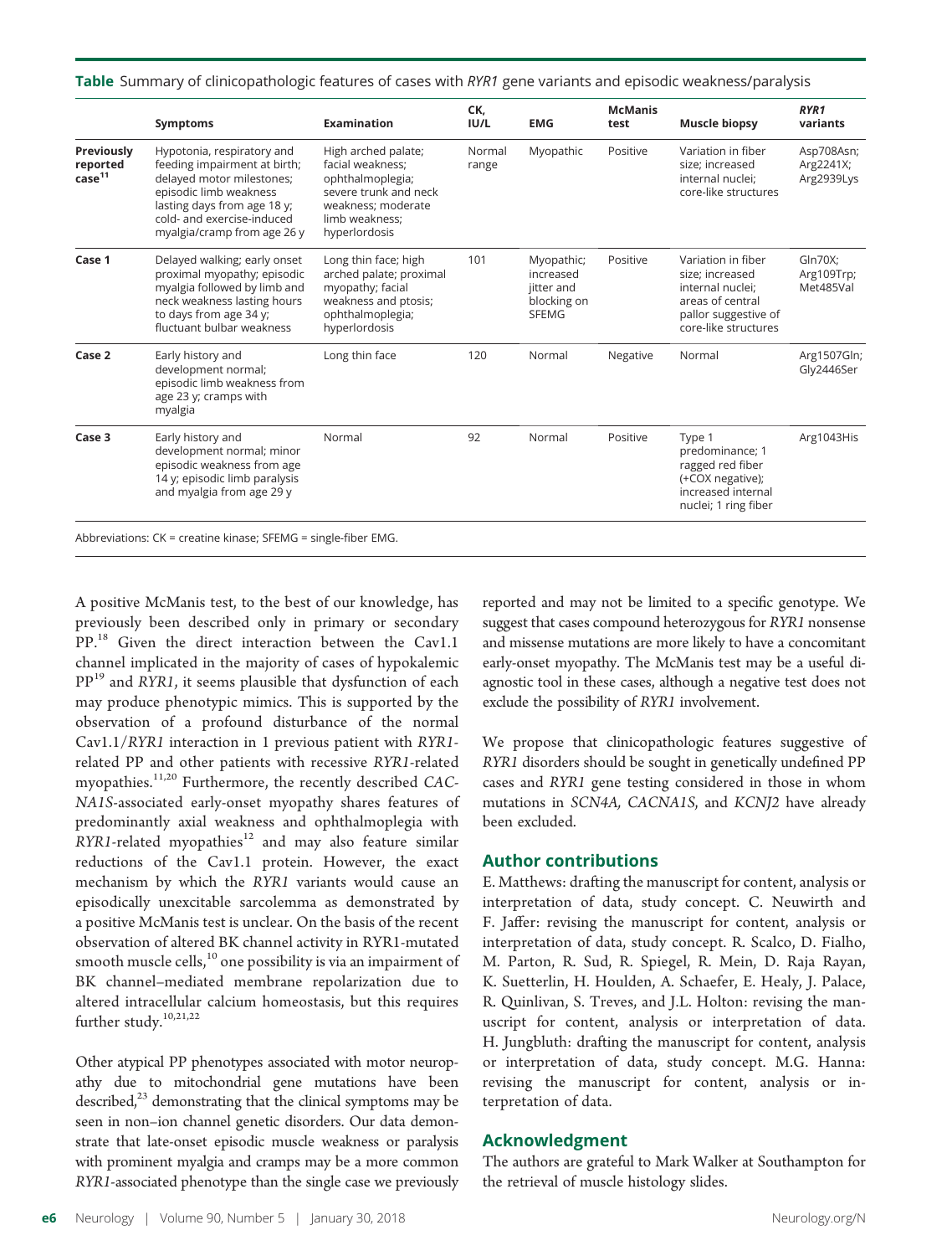**Table** Summary of clinicopathologic features of cases with *RYR1* gene variants and episodic weakness/paralysis

| | Symptoms | Examination | CK, IU/L | EMG | McManis test | Muscle biopsy | *RYR1* variants |
|---|---|---|---|---|---|---|---|
| **Previously reported case**[11] | Hypotonia, respiratory and feeding impairment at birth; delayed motor milestones; episodic limb weakness lasting days from age 18 y; cold- and exercise-induced myalgia/cramp from age 26 y | High arched palate; facial weakness; ophthalmoplegia; severe trunk and neck weakness; moderate limb weakness; hyperlordosis | Normal range | Myopathic | Positive | Variation in fiber size; increased internal nuclei; core-like structures | Asp708Asn; Arg2241X; Arg2939Lys |
| **Case 1** | Delayed walking; early onset proximal myopathy; episodic myalgia followed by limb and neck weakness lasting hours to days from age 34 y; fluctuant bulbar weakness | Long thin face; high arched palate; proximal myopathy; facial weakness and ptosis; ophthalmoplegia; hyperlordosis | 101 | Myopathic; increased jitter and blocking on SFEMG | Positive | Variation in fiber size; increased internal nuclei; areas of central pallor suggestive of core-like structures | Gln70X; Arg109Trp; Met485Val |
| **Case 2** | Early history and development normal; episodic limb weakness from age 23 y; cramps with myalgia | Long thin face | 120 | Normal | Negative | Normal | Arg1507Gln; Gly2446Ser |
| **Case 3** | Early history and development normal; minor episodic weakness from age 14 y; episodic limb paralysis and myalgia from age 29 y | Normal | 92 | Normal | Positive | Type 1 predominance; 1 ragged red fiber (+COX negative); increased internal nuclei; 1 ring fiber | Arg1043His |

Abbreviations: CK = creatine kinase; SFEMG = single-fiber EMG.

A positive McManis test, to the best of our knowledge, has previously been described only in primary or secondary PP.[18] Given the direct interaction between the Cav1.1 channel implicated in the majority of cases of hypokalemic PP[19] and *RYR1*, it seems plausible that dysfunction of each may produce phenotypic mimics. This is supported by the observation of a profound disturbance of the normal Cav1.1/*RYR1* interaction in 1 previous patient with *RYR1*-related PP and other patients with recessive *RYR1*-related myopathies.[11,20] Furthermore, the recently described *CACNA1S*-associated early-onset myopathy shares features of predominantly axial weakness and ophthalmoplegia with *RYR1*-related myopathies[12] and may also feature similar reductions of the Cav1.1 protein. However, the exact mechanism by which the *RYR1* variants would cause an episodically unexcitable sarcolemma as demonstrated by a positive McManis test is unclear. On the basis of the recent observation of altered BK channel activity in RYR1-mutated smooth muscle cells,[10] one possibility is via an impairment of BK channel–mediated membrane repolarization due to altered intracellular calcium homeostasis, but this requires further study.[10,21,22]

Other atypical PP phenotypes associated with motor neuropathy due to mitochondrial gene mutations have been described,[23] demonstrating that the clinical symptoms may be seen in non–ion channel genetic disorders. Our data demonstrate that late-onset episodic muscle weakness or paralysis with prominent myalgia and cramps may be a more common *RYR1*-associated phenotype than the single case we previously reported and may not be limited to a specific genotype. We suggest that cases compound heterozygous for *RYR1* nonsense and missense mutations are more likely to have a concomitant early-onset myopathy. The McManis test may be a useful diagnostic tool in these cases, although a negative test does not exclude the possibility of *RYR1* involvement.

We propose that clinicopathologic features suggestive of *RYR1* disorders should be sought in genetically undefined PP cases and *RYR1* gene testing considered in those in whom mutations in *SCN4A, CACNA1S*, and *KCNJ2* have already been excluded.

## Author contributions

E. Matthews: drafting the manuscript for content, analysis or interpretation of data, study concept. C. Neuwirth and F. Jaffer: revising the manuscript for content, analysis or interpretation of data, study concept. R. Scalco, D. Fialho, M. Parton, R. Sud, R. Spiegel, R. Mein, D. Raja Rayan, K. Suetterlin, H. Houlden, A. Schaefer, E. Healy, J. Palace, R. Quinlivan, S. Treves, and J.L. Holton: revising the manuscript for content, analysis or interpretation of data. H. Jungbluth: drafting the manuscript for content, analysis or interpretation of data, study concept. M.G. Hanna: revising the manuscript for content, analysis or interpretation of data.

## Acknowledgment

The authors are grateful to Mark Walker at Southampton for the retrieval of muscle histology slides.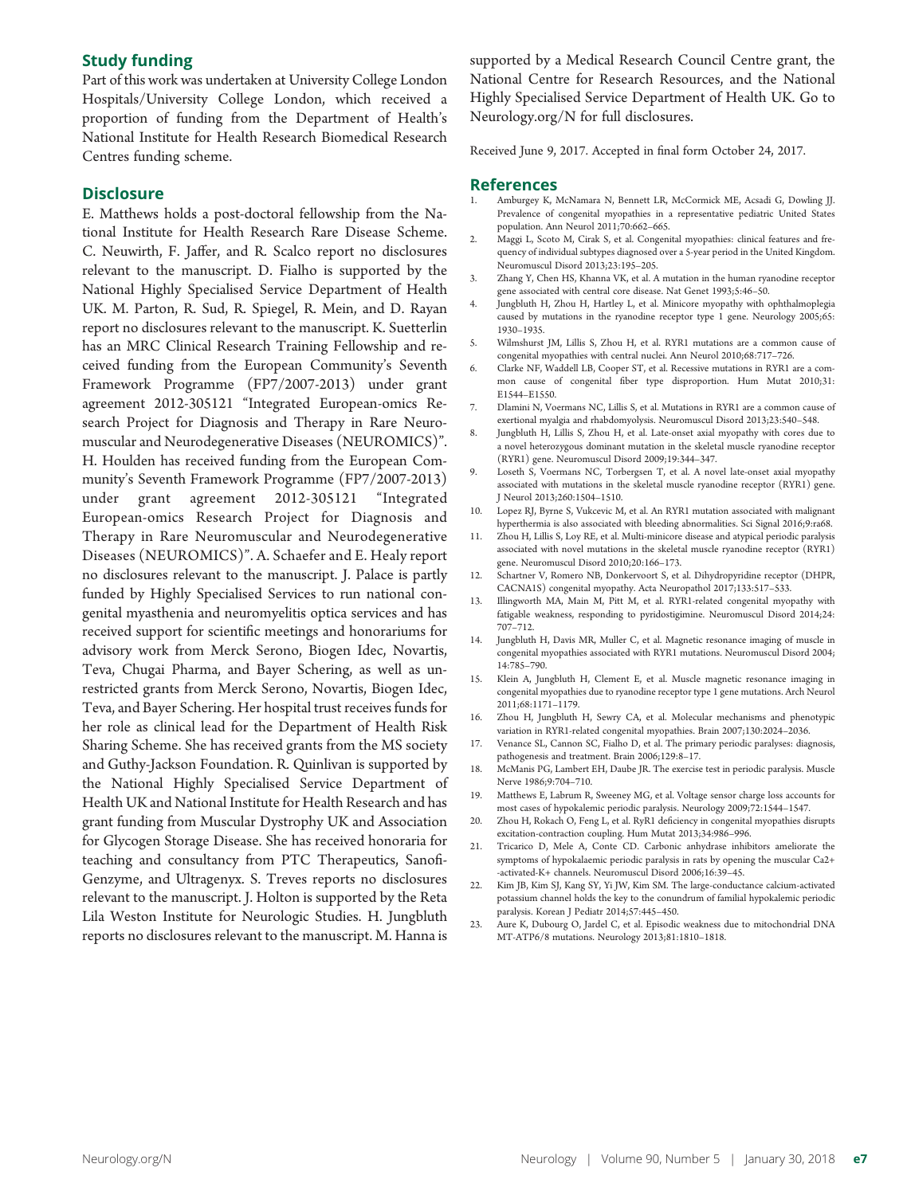## Study funding

Part of this work was undertaken at University College London Hospitals/University College London, which received a proportion of funding from the Department of Health's National Institute for Health Research Biomedical Research Centres funding scheme.

## Disclosure

E. Matthews holds a post-doctoral fellowship from the National Institute for Health Research Rare Disease Scheme. C. Neuwirth, F. Jaffer, and R. Scalco report no disclosures relevant to the manuscript. D. Fialho is supported by the National Highly Specialised Service Department of Health UK. M. Parton, R. Sud, R. Spiegel, R. Mein, and D. Rayan report no disclosures relevant to the manuscript. K. Suetterlin has an MRC Clinical Research Training Fellowship and received funding from the European Community's Seventh Framework Programme (FP7/2007-2013) under grant agreement 2012-305121 "Integrated European-omics Research Project for Diagnosis and Therapy in Rare Neuromuscular and Neurodegenerative Diseases (NEUROMICS)". H. Houlden has received funding from the European Community's Seventh Framework Programme (FP7/2007-2013) under grant agreement 2012-305121 "Integrated European-omics Research Project for Diagnosis and Therapy in Rare Neuromuscular and Neurodegenerative Diseases (NEUROMICS)". A. Schaefer and E. Healy report no disclosures relevant to the manuscript. J. Palace is partly funded by Highly Specialised Services to run national congenital myasthenia and neuromyelitis optica services and has received support for scientific meetings and honorariums for advisory work from Merck Serono, Biogen Idec, Novartis, Teva, Chugai Pharma, and Bayer Schering, as well as unrestricted grants from Merck Serono, Novartis, Biogen Idec, Teva, and Bayer Schering. Her hospital trust receives funds for her role as clinical lead for the Department of Health Risk Sharing Scheme. She has received grants from the MS society and Guthy-Jackson Foundation. R. Quinlivan is supported by the National Highly Specialised Service Department of Health UK and National Institute for Health Research and has grant funding from Muscular Dystrophy UK and Association for Glycogen Storage Disease. She has received honoraria for teaching and consultancy from PTC Therapeutics, Sanofi-Genzyme, and Ultragenyx. S. Treves reports no disclosures relevant to the manuscript. J. Holton is supported by the Reta Lila Weston Institute for Neurologic Studies. H. Jungbluth reports no disclosures relevant to the manuscript. M. Hanna is supported by a Medical Research Council Centre grant, the National Centre for Research Resources, and the National Highly Specialised Service Department of Health UK. Go to Neurology.org/N for full disclosures.

Received June 9, 2017. Accepted in final form October 24, 2017.

## References

1. Amburgey K, McNamara N, Bennett LR, McCormick ME, Acsadi G, Dowling JJ. Prevalence of congenital myopathies in a representative pediatric United States population. Ann Neurol 2011;70:662–665.
2. Maggi L, Scoto M, Cirak S, et al. Congenital myopathies: clinical features and frequency of individual subtypes diagnosed over a 5-year period in the United Kingdom. Neuromuscul Disord 2013;23:195–205.
3. Zhang Y, Chen HS, Khanna VK, et al. A mutation in the human ryanodine receptor gene associated with central core disease. Nat Genet 1993;5:46–50.
4. Jungbluth H, Zhou H, Hartley L, et al. Minicore myopathy with ophthalmoplegia caused by mutations in the ryanodine receptor type 1 gene. Neurology 2005;65:1930–1935.
5. Wilmshurst JM, Lillis S, Zhou H, et al. RYR1 mutations are a common cause of congenital myopathies with central nuclei. Ann Neurol 2010;68:717–726.
6. Clarke NF, Waddell LB, Cooper ST, et al. Recessive mutations in RYR1 are a common cause of congenital fiber type disproportion. Hum Mutat 2010;31:E1544–E1550.
7. Dlamini N, Voermans NC, Lillis S, et al. Mutations in RYR1 are a common cause of exertional myalgia and rhabdomyolysis. Neuromuscul Disord 2013;23:540–548.
8. Jungbluth H, Lillis S, Zhou H, et al. Late-onset axial myopathy with cores due to a novel heterozygous dominant mutation in the skeletal muscle ryanodine receptor (RYR1) gene. Neuromuscul Disord 2009;19:344–347.
9. Loseth S, Voermans NC, Torbergsen T, et al. A novel late-onset axial myopathy associated with mutations in the skeletal muscle ryanodine receptor (RYR1) gene. J Neurol 2013;260:1504–1510.
10. Lopez RJ, Byrne S, Vukcevic M, et al. An RYR1 mutation associated with malignant hyperthermia is also associated with bleeding abnormalities. Sci Signal 2016;9:ra68.
11. Zhou H, Lillis S, Loy RE, et al. Multi-minicore disease and atypical periodic paralysis associated with novel mutations in the skeletal muscle ryanodine receptor (RYR1) gene. Neuromuscul Disord 2010;20:166–173.
12. Schartner V, Romero NB, Donkervoort S, et al. Dihydropyridine receptor (DHPR, CACNA1S) congenital myopathy. Acta Neuropathol 2017;133:517–533.
13. Illingworth MA, Main M, Pitt M, et al. RYR1-related congenital myopathy with fatigable weakness, responding to pyridostigimine. Neuromuscul Disord 2014;24:707–712.
14. Jungbluth H, Davis MR, Muller C, et al. Magnetic resonance imaging of muscle in congenital myopathies associated with RYR1 mutations. Neuromuscul Disord 2004;14:785–790.
15. Klein A, Jungbluth H, Clement E, et al. Muscle magnetic resonance imaging in congenital myopathies due to ryanodine receptor type 1 gene mutations. Arch Neurol 2011;68:1171–1179.
16. Zhou H, Jungbluth H, Sewry CA, et al. Molecular mechanisms and phenotypic variation in RYR1-related congenital myopathies. Brain 2007;130:2024–2036.
17. Venance SL, Cannon SC, Fialho D, et al. The primary periodic paralyses: diagnosis, pathogenesis and treatment. Brain 2006;129:8–17.
18. McManis PG, Lambert EH, Daube JR. The exercise test in periodic paralysis. Muscle Nerve 1986;9:704–710.
19. Matthews E, Labrum R, Sweeney MG, et al. Voltage sensor charge loss accounts for most cases of hypokalemic periodic paralysis. Neurology 2009;72:1544–1547.
20. Zhou H, Rokach O, Feng L, et al. RyR1 deficiency in congenital myopathies disrupts excitation-contraction coupling. Hum Mutat 2013;34:986–996.
21. Tricarico D, Mele A, Conte CD. Carbonic anhydrase inhibitors ameliorate the symptoms of hypokalaemic periodic paralysis in rats by opening the muscular Ca2+ -activated-K+ channels. Neuromuscul Disord 2006;16:39–45.
22. Kim JB, Kim SJ, Kang SY, Yi JW, Kim SM. The large-conductance calcium-activated potassium channel holds the key to the conundrum of familial hypokalemic periodic paralysis. Korean J Pediatr 2014;57:445–450.
23. Aure K, Dubourg O, Jardel C, et al. Episodic weakness due to mitochondrial DNA MT-ATP6/8 mutations. Neurology 2013;81:1810–1818.